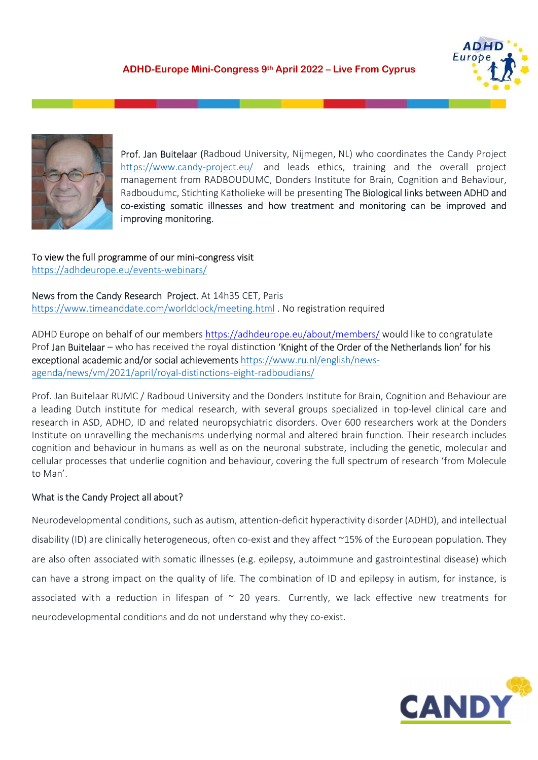**ADHD-Europe Mini-Congress 9th April 2022 – Live From Cyprus**

Prof. Jan Buitelaar (Radboud University, Nijmegen, NL) who coordinates the Candy Project https://www.candy-project.eu/ and leads ethics, training and the overall project management from RADBOUDUMC, Donders Institute for Brain, Cognition and Behaviour, Radboudumc, Stichting Katholieke will be presenting The Biological links between ADHD and co-existing somatic illnesses and how treatment and monitoring can be improved and improving monitoring.

To view the full programme of our mini-congress visit https://adhdeurope.eu/events-webinars/

News from the Candy Research Project. At 14h35 CET, Paris https://www.timeanddate.com/worldclock/meeting.html . No registration required

ADHD Europe on behalf of our members https://adhdeurope.eu/about/members/ would like to congratulate Prof Jan Buitelaar – who has received the royal distinction 'Knight of the Order of the Netherlands lion' for his exceptional academic and/or social achievements https://www.ru.nl/english/news-agenda/news/vm/2021/april/royal-distinctions-eight-radboudians/

Prof. Jan Buitelaar RUMC / Radboud University and the Donders Institute for Brain, Cognition and Behaviour are a leading Dutch institute for medical research, with several groups specialized in top-level clinical care and research in ASD, ADHD, ID and related neuropsychiatric disorders. Over 600 researchers work at the Donders Institute on unravelling the mechanisms underlying normal and altered brain function. Their research includes cognition and behaviour in humans as well as on the neuronal substrate, including the genetic, molecular and cellular processes that underlie cognition and behaviour, covering the full spectrum of research 'from Molecule to Man'.

What is the Candy Project all about?

Neurodevelopmental conditions, such as autism, attention-deficit hyperactivity disorder (ADHD), and intellectual disability (ID) are clinically heterogeneous, often co-exist and they affect ~15% of the European population. They are also often associated with somatic illnesses (e.g. epilepsy, autoimmune and gastrointestinal disease) which can have a strong impact on the quality of life. The combination of ID and epilepsy in autism, for instance, is associated with a reduction in lifespan of ~ 20 years. Currently, we lack effective new treatments for neurodevelopmental conditions and do not understand why they co-exist.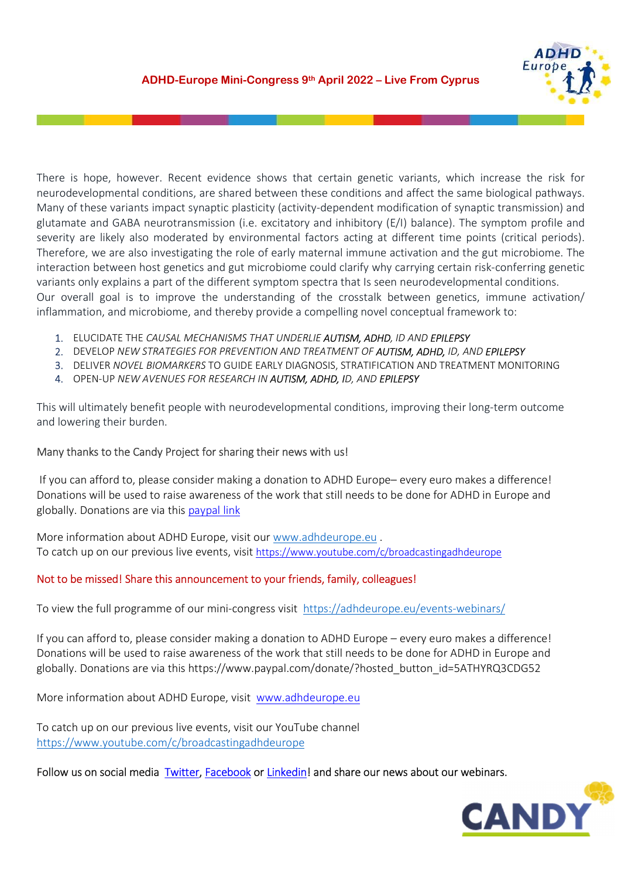There is hope, however. Recent evidence shows that certain genetic variants, which increase the risk for neurodevelopmental conditions, are shared between these conditions and affect the same biological pathways. Many of these variants impact synaptic plasticity (activity-dependent modification of synaptic transmission) and glutamate and GABA neurotransmission (i.e. excitatory and inhibitory (E/I) balance). The symptom profile and severity are likely also moderated by environmental factors acting at different time points (critical periods). Therefore, we are also investigating the role of early maternal immune activation and the gut microbiome. The interaction between host genetics and gut microbiome could clarify why carrying certain risk-conferring genetic variants only explains a part of the different symptom spectra that Is seen neurodevelopmental conditions.
Our overall goal is to improve the understanding of the crosstalk between genetics, immune activation/ inflammation, and microbiome, and thereby provide a compelling novel conceptual framework to:

1. ELUCIDATE THE *CAUSAL MECHANISMS THAT UNDERLIE* ***AUTISM, ADHD****, ID AND* ***EPILEPSY***
2. DEVELOP *NEW STRATEGIES FOR PREVENTION AND TREATMENT OF* ***AUTISM, ADHD****, ID, AND* ***EPILEPSY***
3. DELIVER *NOVEL BIOMARKERS* TO GUIDE EARLY DIAGNOSIS, STRATIFICATION AND TREATMENT MONITORING
4. OPEN-UP *NEW AVENUES FOR RESEARCH IN* ***AUTISM, ADHD****, ID, AND* ***EPILEPSY***

This will ultimately benefit people with neurodevelopmental conditions, improving their long-term outcome and lowering their burden.

Many thanks to the Candy Project for sharing their news with us!

If you can afford to, please consider making a donation to ADHD Europe– every euro makes a difference! Donations will be used to raise awareness of the work that still needs to be done for ADHD in Europe and globally. Donations are via this [paypal link]

More information about ADHD Europe, visit our www.adhdeurope.eu .
To catch up on our previous live events, visit https://www.youtube.com/c/broadcastingadhdeurope

Not to be missed! Share this announcement to your friends, family, colleagues!

To view the full programme of our mini-congress visit https://adhdeurope.eu/events-webinars/

If you can afford to, please consider making a donation to ADHD Europe – every euro makes a difference! Donations will be used to raise awareness of the work that still needs to be done for ADHD in Europe and globally. Donations are via this https://www.paypal.com/donate/?hosted_button_id=5ATHYRQ3CDG52

More information about ADHD Europe, visit www.adhdeurope.eu

To catch up on our previous live events, visit our YouTube channel
https://www.youtube.com/c/broadcastingadhdeurope

Follow us on social media Twitter, Facebook or Linkedin! and share our news about our webinars.